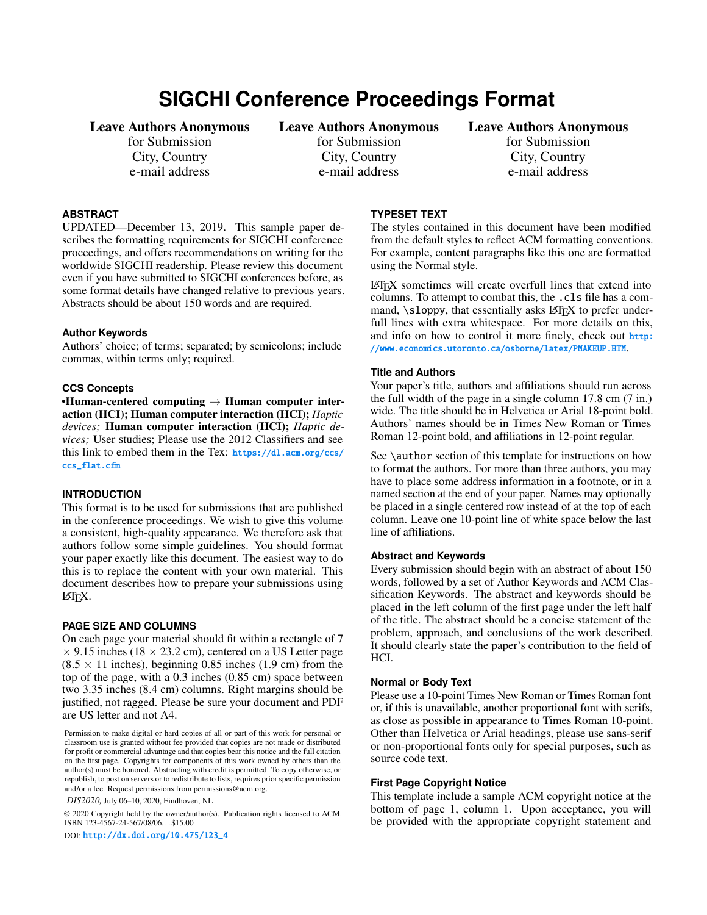# SIGCHI Conference Proceedings Format

**Leave Authors Anonymous**
for Submission
City, Country
e-mail address

**Leave Authors Anonymous**
for Submission
City, Country
e-mail address

**Leave Authors Anonymous**
for Submission
City, Country
e-mail address

## ABSTRACT

UPDATED—December 13, 2019. This sample paper describes the formatting requirements for SIGCHI conference proceedings, and offers recommendations on writing for the worldwide SIGCHI readership. Please review this document even if you have submitted to SIGCHI conferences before, as some format details have changed relative to previous years. Abstracts should be about 150 words and are required.

### Author Keywords

Authors' choice; of terms; separated; by semicolons; include commas, within terms only; required.

### CCS Concepts

•**Human-centered computing** → **Human computer interaction (HCI); Human computer interaction (HCI);** *Haptic devices;* **Human computer interaction (HCI);** *Haptic devices;* User studies; Please use the 2012 Classifiers and see this link to embed them in the Tex: https://dl.acm.org/ccs/ccs_flat.cfm

## INTRODUCTION

This format is to be used for submissions that are published in the conference proceedings. We wish to give this volume a consistent, high-quality appearance. We therefore ask that authors follow some simple guidelines. You should format your paper exactly like this document. The easiest way to do this is to replace the content with your own material. This document describes how to prepare your submissions using LaTeX.

## PAGE SIZE AND COLUMNS

On each page your material should fit within a rectangle of 7 × 9.15 inches (18 × 23.2 cm), centered on a US Letter page (8.5 × 11 inches), beginning 0.85 inches (1.9 cm) from the top of the page, with a 0.3 inches (0.85 cm) space between two 3.35 inches (8.4 cm) columns. Right margins should be justified, not ragged. Please be sure your document and PDF are US letter and not A4.

Permission to make digital or hard copies of all or part of this work for personal or classroom use is granted without fee provided that copies are not made or distributed for profit or commercial advantage and that copies bear this notice and the full citation on the first page. Copyrights for components of this work owned by others than the author(s) must be honored. Abstracting with credit is permitted. To copy otherwise, or republish, to post on servers or to redistribute to lists, requires prior specific permission and/or a fee. Request permissions from permissions@acm.org.

*DIS2020,* July 06–10, 2020, Eindhoven, NL

© 2020 Copyright held by the owner/author(s). Publication rights licensed to ACM. ISBN 123-4567-24-567/08/06. . . $15.00

DOI: http://dx.doi.org/10.475/123_4

## TYPESET TEXT

The styles contained in this document have been modified from the default styles to reflect ACM formatting conventions. For example, content paragraphs like this one are formatted using the Normal style.

LaTeX sometimes will create overfull lines that extend into columns. To attempt to combat this, the `.cls` file has a command, `\sloppy`, that essentially asks LaTeX to prefer underfull lines with extra whitespace. For more details on this, and info on how to control it more finely, check out http://www.economics.utoronto.ca/osborne/latex/PMAKEUP.HTM.

### Title and Authors

Your paper's title, authors and affiliations should run across the full width of the page in a single column 17.8 cm (7 in.) wide. The title should be in Helvetica or Arial 18-point bold. Authors' names should be in Times New Roman or Times Roman 12-point bold, and affiliations in 12-point regular.

See `\author` section of this template for instructions on how to format the authors. For more than three authors, you may have to place some address information in a footnote, or in a named section at the end of your paper. Names may optionally be placed in a single centered row instead of at the top of each column. Leave one 10-point line of white space below the last line of affiliations.

### Abstract and Keywords

Every submission should begin with an abstract of about 150 words, followed by a set of Author Keywords and ACM Classification Keywords. The abstract and keywords should be placed in the left column of the first page under the left half of the title. The abstract should be a concise statement of the problem, approach, and conclusions of the work described. It should clearly state the paper's contribution to the field of HCI.

### Normal or Body Text

Please use a 10-point Times New Roman or Times Roman font or, if this is unavailable, another proportional font with serifs, as close as possible in appearance to Times Roman 10-point. Other than Helvetica or Arial headings, please use sans-serif or non-proportional fonts only for special purposes, such as source code text.

### First Page Copyright Notice

This template include a sample ACM copyright notice at the bottom of page 1, column 1. Upon acceptance, you will be provided with the appropriate copyright statement and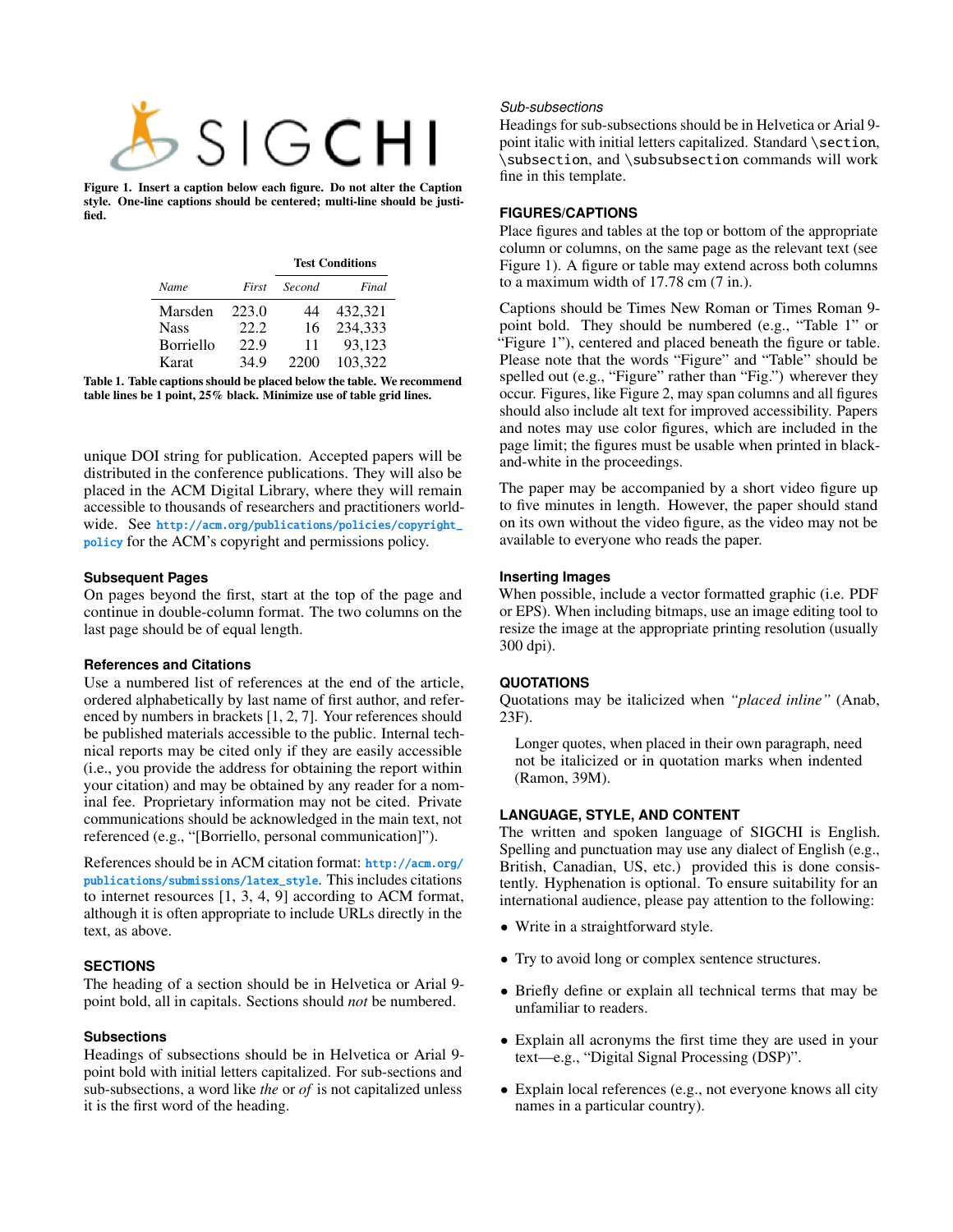Figure 1. Insert a caption below each figure. Do not alter the Caption style. One-line captions should be centered; multi-line should be justified.

| | Test Conditions | | |
|---|---|---|---|
| *Name* | *First* | *Second* | *Final* |
| Marsden | 223.0 | 44 | 432,321 |
| Nass | 22.2 | 16 | 234,333 |
| Borriello | 22.9 | 11 | 93,123 |
| Karat | 34.9 | 2200 | 103,322 |

Table 1. Table captions should be placed below the table. We recommend table lines be 1 point, 25% black. Minimize use of table grid lines.

unique DOI string for publication. Accepted papers will be distributed in the conference publications. They will also be placed in the ACM Digital Library, where they will remain accessible to thousands of researchers and practitioners worldwide. See http://acm.org/publications/policies/copyright_policy for the ACM's copyright and permissions policy.

### Subsequent Pages

On pages beyond the first, start at the top of the page and continue in double-column format. The two columns on the last page should be of equal length.

### References and Citations

Use a numbered list of references at the end of the article, ordered alphabetically by last name of first author, and referenced by numbers in brackets [1, 2, 7]. Your references should be published materials accessible to the public. Internal technical reports may be cited only if they are easily accessible (i.e., you provide the address for obtaining the report within your citation) and may be obtained by any reader for a nominal fee. Proprietary information may not be cited. Private communications should be acknowledged in the main text, not referenced (e.g., "[Borriello, personal communication]").

References should be in ACM citation format: http://acm.org/publications/submissions/latex_style. This includes citations to internet resources [1, 3, 4, 9] according to ACM format, although it is often appropriate to include URLs directly in the text, as above.

## SECTIONS

The heading of a section should be in Helvetica or Arial 9-point bold, all in capitals. Sections should *not* be numbered.

### Subsections

Headings of subsections should be in Helvetica or Arial 9-point bold with initial letters capitalized. For sub-sections and sub-subsections, a word like *the* or *of* is not capitalized unless it is the first word of the heading.

#### *Sub-subsections*

Headings for sub-subsections should be in Helvetica or Arial 9-point italic with initial letters capitalized. Standard `\section`, `\subsection`, and `\subsubsection` commands will work fine in this template.

## FIGURES/CAPTIONS

Place figures and tables at the top or bottom of the appropriate column or columns, on the same page as the relevant text (see Figure 1). A figure or table may extend across both columns to a maximum width of 17.78 cm (7 in.).

Captions should be Times New Roman or Times Roman 9-point bold. They should be numbered (e.g., "Table 1" or "Figure 1"), centered and placed beneath the figure or table. Please note that the words "Figure" and "Table" should be spelled out (e.g., "Figure" rather than "Fig.") wherever they occur. Figures, like Figure 2, may span columns and all figures should also include alt text for improved accessibility. Papers and notes may use color figures, which are included in the page limit; the figures must be usable when printed in black-and-white in the proceedings.

The paper may be accompanied by a short video figure up to five minutes in length. However, the paper should stand on its own without the video figure, as the video may not be available to everyone who reads the paper.

### Inserting Images

When possible, include a vector formatted graphic (i.e. PDF or EPS). When including bitmaps, use an image editing tool to resize the image at the appropriate printing resolution (usually 300 dpi).

## QUOTATIONS

Quotations may be italicized when *"placed inline"* (Anab, 23F).

> Longer quotes, when placed in their own paragraph, need not be italicized or in quotation marks when indented (Ramon, 39M).

## LANGUAGE, STYLE, AND CONTENT

The written and spoken language of SIGCHI is English. Spelling and punctuation may use any dialect of English (e.g., British, Canadian, US, etc.) provided this is done consistently. Hyphenation is optional. To ensure suitability for an international audience, please pay attention to the following:

- Write in a straightforward style.
- Try to avoid long or complex sentence structures.
- Briefly define or explain all technical terms that may be unfamiliar to readers.
- Explain all acronyms the first time they are used in your text—e.g., "Digital Signal Processing (DSP)".
- Explain local references (e.g., not everyone knows all city names in a particular country).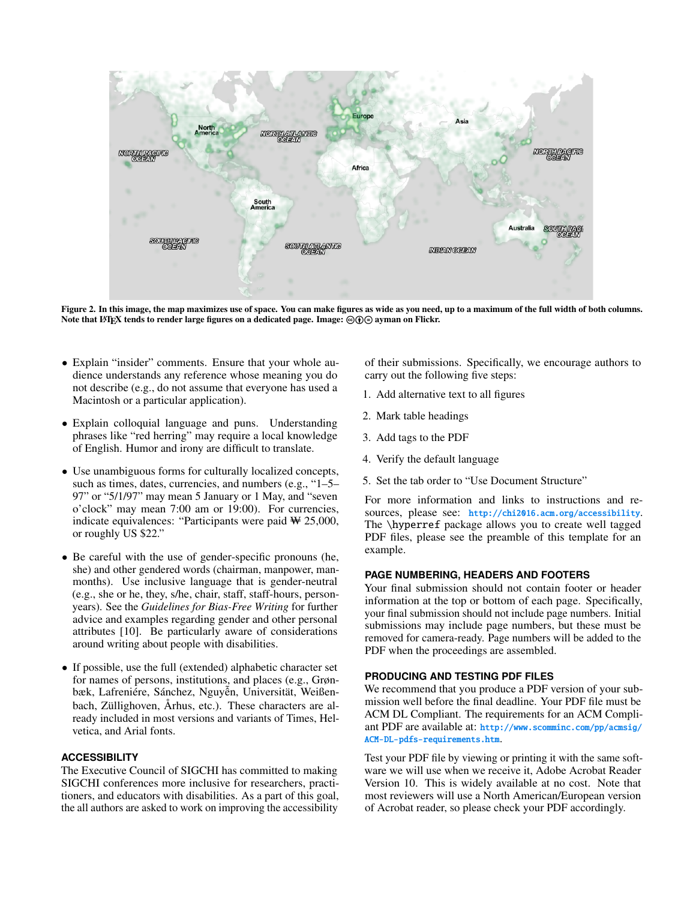**Figure 2. In this image, the map maximizes use of space. You can make figures as wide as you need, up to a maximum of the full width of both columns. Note that LaTeX tends to render large figures on a dedicated page. Image: ©ⓘ⊜ ayman on Flickr.**

- Explain "insider" comments. Ensure that your whole audience understands any reference whose meaning you do not describe (e.g., do not assume that everyone has used a Macintosh or a particular application).
- Explain colloquial language and puns. Understanding phrases like "red herring" may require a local knowledge of English. Humor and irony are difficult to translate.
- Use unambiguous forms for culturally localized concepts, such as times, dates, currencies, and numbers (e.g., "1–5–97" or "5/1/97" may mean 5 January or 1 May, and "seven o'clock" may mean 7:00 am or 19:00). For currencies, indicate equivalences: "Participants were paid ₩ 25,000, or roughly US $22."
- Be careful with the use of gender-specific pronouns (he, she) and other gendered words (chairman, manpower, man-months). Use inclusive language that is gender-neutral (e.g., she or he, they, s/he, chair, staff, staff-hours, person-years). See the *Guidelines for Bias-Free Writing* for further advice and examples regarding gender and other personal attributes [10]. Be particularly aware of considerations around writing about people with disabilities.
- If possible, use the full (extended) alphabetic character set for names of persons, institutions, and places (e.g., Grønbæk, Lafreniére, Sánchez, Nguyễn, Universität, Weißenbach, Züllighoven, Århus, etc.). These characters are already included in most versions and variants of Times, Helvetica, and Arial fonts.

## ACCESSIBILITY

The Executive Council of SIGCHI has committed to making SIGCHI conferences more inclusive for researchers, practitioners, and educators with disabilities. As a part of this goal, the all authors are asked to work on improving the accessibility of their submissions. Specifically, we encourage authors to carry out the following five steps:

1. Add alternative text to all figures
2. Mark table headings
3. Add tags to the PDF
4. Verify the default language
5. Set the tab order to "Use Document Structure"

For more information and links to instructions and resources, please see: `http://chi2016.acm.org/accessibility`. The `\hyperref` package allows you to create well tagged PDF files, please see the preamble of this template for an example.

## PAGE NUMBERING, HEADERS AND FOOTERS

Your final submission should not contain footer or header information at the top or bottom of each page. Specifically, your final submission should not include page numbers. Initial submissions may include page numbers, but these must be removed for camera-ready. Page numbers will be added to the PDF when the proceedings are assembled.

## PRODUCING AND TESTING PDF FILES

We recommend that you produce a PDF version of your submission well before the final deadline. Your PDF file must be ACM DL Compliant. The requirements for an ACM Compliant PDF are available at: `http://www.scomminc.com/pp/acmsig/ACM-DL-pdfs-requirements.htm`.

Test your PDF file by viewing or printing it with the same software we will use when we receive it, Adobe Acrobat Reader Version 10. This is widely available at no cost. Note that most reviewers will use a North American/European version of Acrobat reader, so please check your PDF accordingly.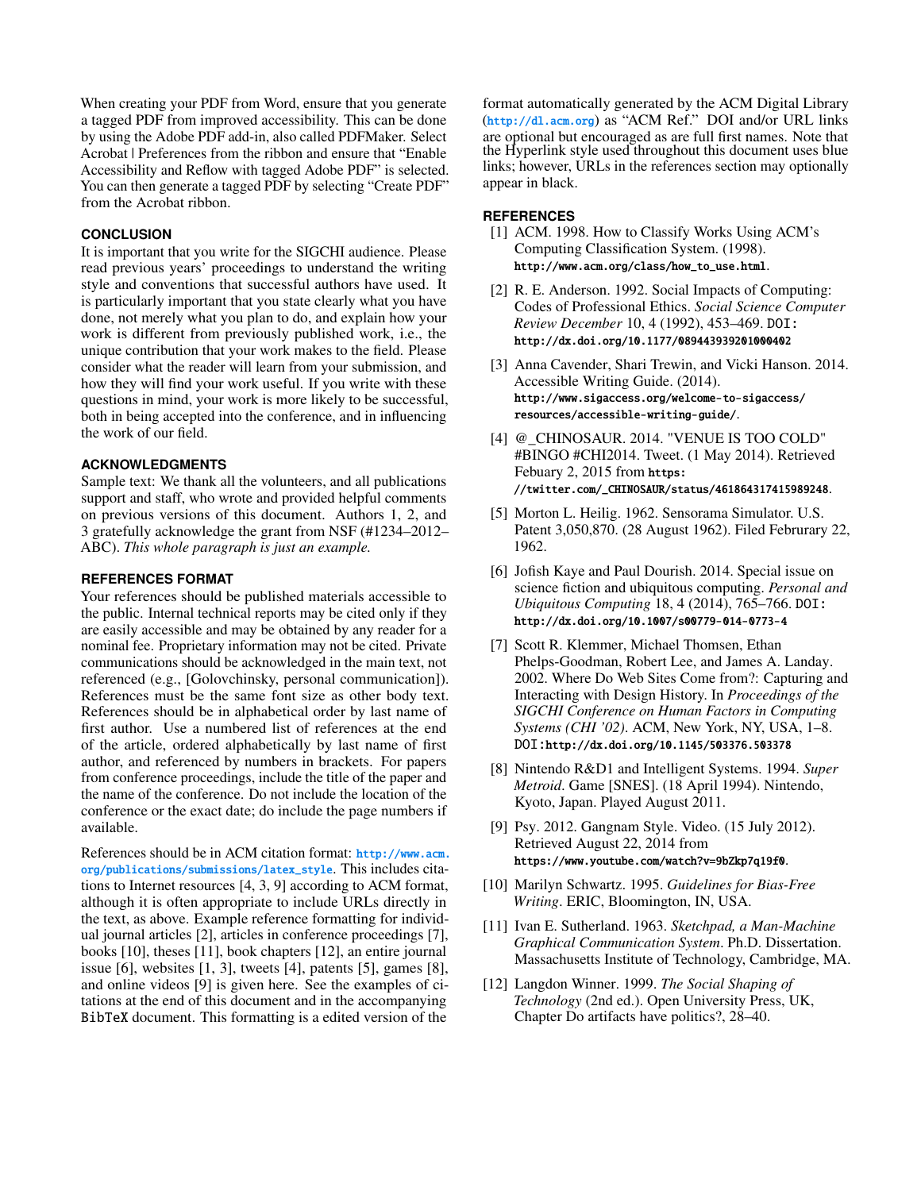When creating your PDF from Word, ensure that you generate a tagged PDF from improved accessibility. This can be done by using the Adobe PDF add-in, also called PDFMaker. Select Acrobat | Preferences from the ribbon and ensure that "Enable Accessibility and Reflow with tagged Adobe PDF" is selected. You can then generate a tagged PDF by selecting "Create PDF" from the Acrobat ribbon.

## CONCLUSION

It is important that you write for the SIGCHI audience. Please read previous years' proceedings to understand the writing style and conventions that successful authors have used. It is particularly important that you state clearly what you have done, not merely what you plan to do, and explain how your work is different from previously published work, i.e., the unique contribution that your work makes to the field. Please consider what the reader will learn from your submission, and how they will find your work useful. If you write with these questions in mind, your work is more likely to be successful, both in being accepted into the conference, and in influencing the work of our field.

## ACKNOWLEDGMENTS

Sample text: We thank all the volunteers, and all publications support and staff, who wrote and provided helpful comments on previous versions of this document. Authors 1, 2, and 3 gratefully acknowledge the grant from NSF (#1234–2012–ABC). *This whole paragraph is just an example.*

## REFERENCES FORMAT

Your references should be published materials accessible to the public. Internal technical reports may be cited only if they are easily accessible and may be obtained by any reader for a nominal fee. Proprietary information may not be cited. Private communications should be acknowledged in the main text, not referenced (e.g., [Golovchinsky, personal communication]). References must be the same font size as other body text. References should be in alphabetical order by last name of first author. Use a numbered list of references at the end of the article, ordered alphabetically by last name of first author, and referenced by numbers in brackets. For papers from conference proceedings, include the title of the paper and the name of the conference. Do not include the location of the conference or the exact date; do include the page numbers if available.

References should be in ACM citation format: http://www.acm.org/publications/submissions/latex_style. This includes citations to Internet resources [4, 3, 9] according to ACM format, although it is often appropriate to include URLs directly in the text, as above. Example reference formatting for individual journal articles [2], articles in conference proceedings [7], books [10], theses [11], book chapters [12], an entire journal issue [6], websites [1, 3], tweets [4], patents [5], games [8], and online videos [9] is given here. See the examples of citations at the end of this document and in the accompanying BibTeX document. This formatting is a edited version of the format automatically generated by the ACM Digital Library (http://dl.acm.org) as "ACM Ref." DOI and/or URL links are optional but encouraged as are full first names. Note that the Hyperlink style used throughout this document uses blue links; however, URLs in the references section may optionally appear in black.

## REFERENCES

1. ACM. 1998. How to Classify Works Using ACM's Computing Classification System. (1998). http://www.acm.org/class/how_to_use.html.
2. R. E. Anderson. 1992. Social Impacts of Computing: Codes of Professional Ethics. *Social Science Computer Review December* 10, 4 (1992), 453–469. DOI: http://dx.doi.org/10.1177/089443939201000402
3. Anna Cavender, Shari Trewin, and Vicki Hanson. 2014. Accessible Writing Guide. (2014). http://www.sigaccess.org/welcome-to-sigaccess/resources/accessible-writing-guide/.
4. @_CHINOSAUR. 2014. "VENUE IS TOO COLD" #BINGO #CHI2014. Tweet. (1 May 2014). Retrieved Febuary 2, 2015 from https://twitter.com/_CHINOSAUR/status/461864317415989248.
5. Morton L. Heilig. 1962. Sensorama Simulator. U.S. Patent 3,050,870. (28 August 1962). Filed Februrary 22, 1962.
6. Jofish Kaye and Paul Dourish. 2014. Special issue on science fiction and ubiquitous computing. *Personal and Ubiquitous Computing* 18, 4 (2014), 765–766. DOI: http://dx.doi.org/10.1007/s00779-014-0773-4
7. Scott R. Klemmer, Michael Thomsen, Ethan Phelps-Goodman, Robert Lee, and James A. Landay. 2002. Where Do Web Sites Come from?: Capturing and Interacting with Design History. In *Proceedings of the SIGCHI Conference on Human Factors in Computing Systems (CHI '02)*. ACM, New York, NY, USA, 1–8. DOI: http://dx.doi.org/10.1145/503376.503378
8. Nintendo R&D1 and Intelligent Systems. 1994. *Super Metroid*. Game [SNES]. (18 April 1994). Nintendo, Kyoto, Japan. Played August 2011.
9. Psy. 2012. Gangnam Style. Video. (15 July 2012). Retrieved August 22, 2014 from https://www.youtube.com/watch?v=9bZkp7q19f0.
10. Marilyn Schwartz. 1995. *Guidelines for Bias-Free Writing*. ERIC, Bloomington, IN, USA.
11. Ivan E. Sutherland. 1963. *Sketchpad, a Man-Machine Graphical Communication System*. Ph.D. Dissertation. Massachusetts Institute of Technology, Cambridge, MA.
12. Langdon Winner. 1999. *The Social Shaping of Technology* (2nd ed.). Open University Press, UK, Chapter Do artifacts have politics?, 28–40.